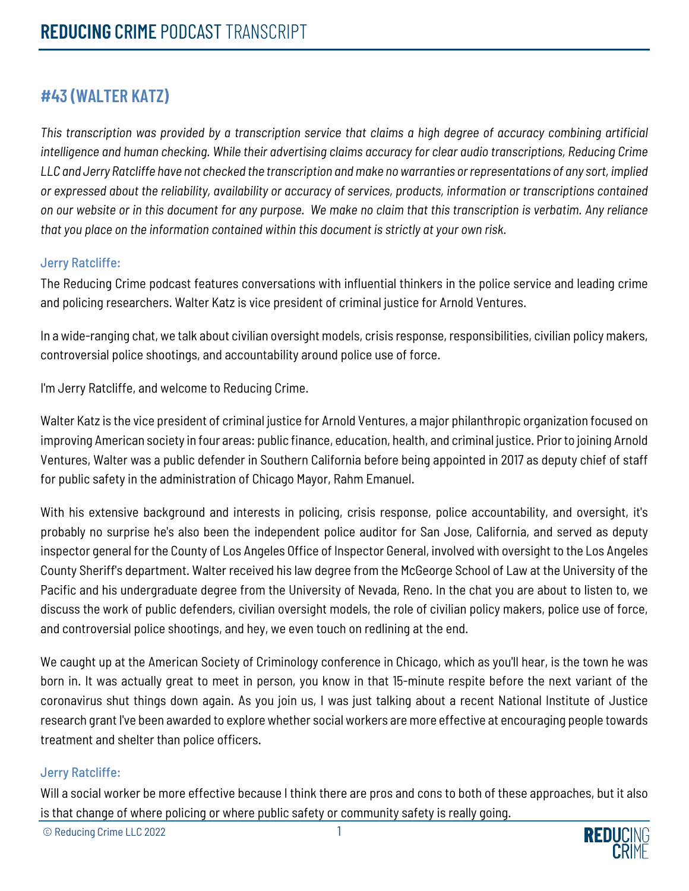# REDUCING CRIME PODCAST TRANSCRIPT

## #43 (WALTER KATZ)

*This transcription was provided by a transcription service that claims a high degree of accuracy combining artificial intelligence and human checking. While their advertising claims accuracy for clear audio transcriptions, Reducing Crime LLC and Jerry Ratcliffe have not checked the transcription and make no warranties or representations of any sort, implied or expressed about the reliability, availability or accuracy of services, products, information or transcriptions contained on our website or in this document for any purpose. We make no claim that this transcription is verbatim. Any reliance that you place on the information contained within this document is strictly at your own risk.*

### Jerry Ratcliffe:

The Reducing Crime podcast features conversations with influential thinkers in the police service and leading crime and policing researchers. Walter Katz is vice president of criminal justice for Arnold Ventures.

In a wide-ranging chat, we talk about civilian oversight models, crisis response, responsibilities, civilian policy makers, controversial police shootings, and accountability around police use of force.

I'm Jerry Ratcliffe, and welcome to Reducing Crime.

Walter Katz is the vice president of criminal justice for Arnold Ventures, a major philanthropic organization focused on improving American society in four areas: public finance, education, health, and criminal justice. Prior to joining Arnold Ventures, Walter was a public defender in Southern California before being appointed in 2017 as deputy chief of staff for public safety in the administration of Chicago Mayor, Rahm Emanuel.

With his extensive background and interests in policing, crisis response, police accountability, and oversight, it's probably no surprise he's also been the independent police auditor for San Jose, California, and served as deputy inspector general for the County of Los Angeles Office of Inspector General, involved with oversight to the Los Angeles County Sheriff's department. Walter received his law degree from the McGeorge School of Law at the University of the Pacific and his undergraduate degree from the University of Nevada, Reno. In the chat you are about to listen to, we discuss the work of public defenders, civilian oversight models, the role of civilian policy makers, police use of force, and controversial police shootings, and hey, we even touch on redlining at the end.

We caught up at the American Society of Criminology conference in Chicago, which as you'll hear, is the town he was born in. It was actually great to meet in person, you know in that 15-minute respite before the next variant of the coronavirus shut things down again. As you join us, I was just talking about a recent National Institute of Justice research grant I've been awarded to explore whether social workers are more effective at encouraging people towards treatment and shelter than police officers.

### Jerry Ratcliffe:

Will a social worker be more effective because I think there are pros and cons to both of these approaches, but it also is that change of where policing or where public safety or community safety is really going.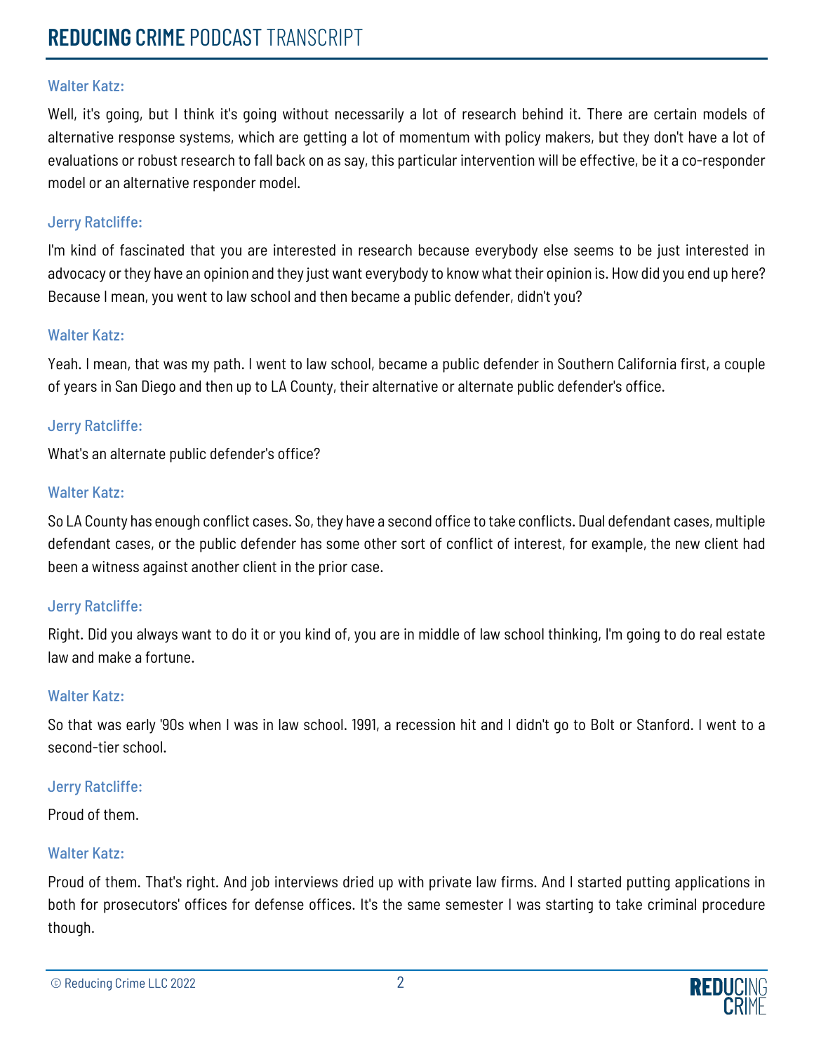Walter Katz:

Well, it's going, but I think it's going without necessarily a lot of research behind it. There are certain models of alternative response systems, which are getting a lot of momentum with policy makers, but they don't have a lot of evaluations or robust research to fall back on as say, this particular intervention will be effective, be it a co-responder model or an alternative responder model.

Jerry Ratcliffe:

I'm kind of fascinated that you are interested in research because everybody else seems to be just interested in advocacy or they have an opinion and they just want everybody to know what their opinion is. How did you end up here? Because I mean, you went to law school and then became a public defender, didn't you?

Walter Katz:

Yeah. I mean, that was my path. I went to law school, became a public defender in Southern California first, a couple of years in San Diego and then up to LA County, their alternative or alternate public defender's office.

Jerry Ratcliffe:

What's an alternate public defender's office?

Walter Katz:

So LA County has enough conflict cases. So, they have a second office to take conflicts. Dual defendant cases, multiple defendant cases, or the public defender has some other sort of conflict of interest, for example, the new client had been a witness against another client in the prior case.

Jerry Ratcliffe:

Right. Did you always want to do it or you kind of, you are in middle of law school thinking, I'm going to do real estate law and make a fortune.

Walter Katz:

So that was early '90s when I was in law school. 1991, a recession hit and I didn't go to Bolt or Stanford. I went to a second-tier school.

Jerry Ratcliffe:

Proud of them.

Walter Katz:

Proud of them. That's right. And job interviews dried up with private law firms. And I started putting applications in both for prosecutors' offices for defense offices. It's the same semester I was starting to take criminal procedure though.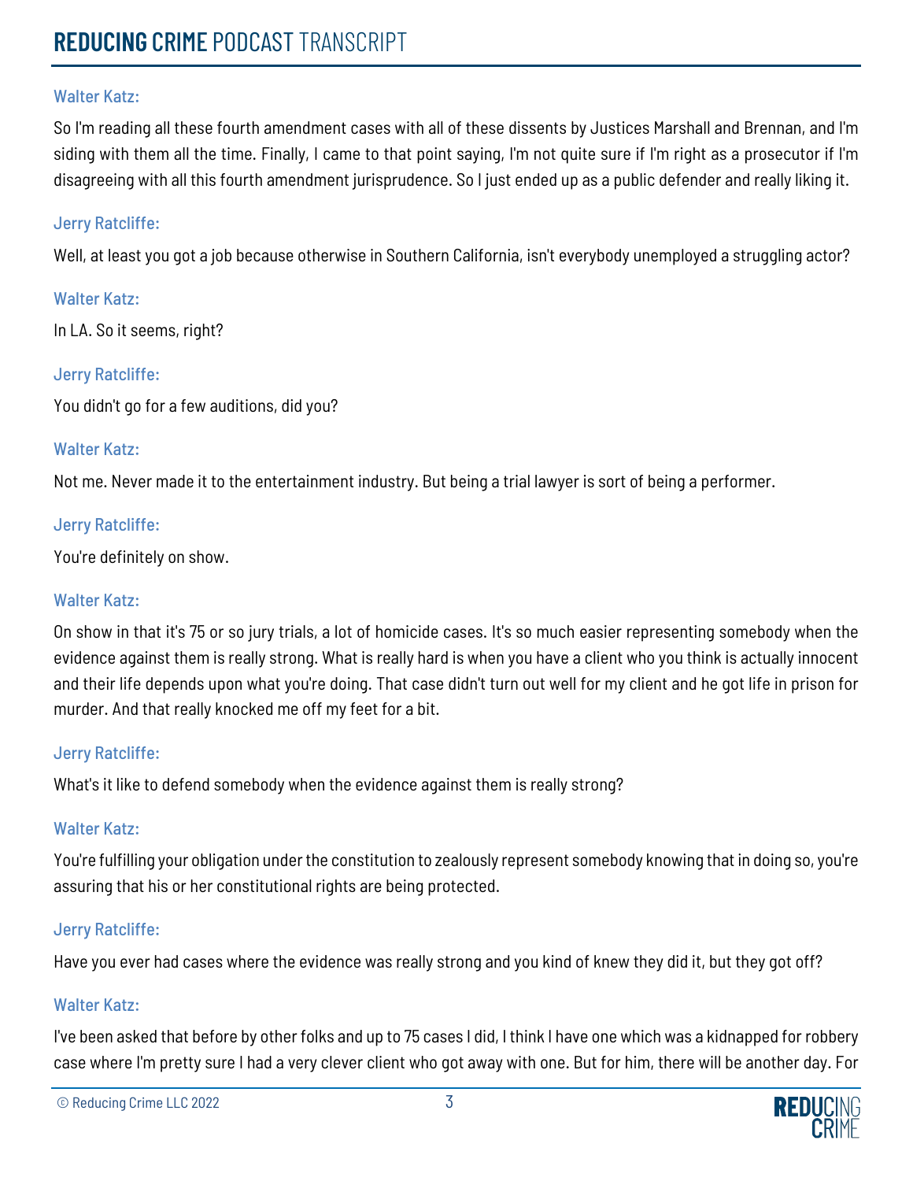Walter Katz:

So I'm reading all these fourth amendment cases with all of these dissents by Justices Marshall and Brennan, and I'm siding with them all the time. Finally, I came to that point saying, I'm not quite sure if I'm right as a prosecutor if I'm disagreeing with all this fourth amendment jurisprudence. So I just ended up as a public defender and really liking it.

Jerry Ratcliffe:

Well, at least you got a job because otherwise in Southern California, isn't everybody unemployed a struggling actor?

Walter Katz:

In LA. So it seems, right?

Jerry Ratcliffe:

You didn't go for a few auditions, did you?

Walter Katz:

Not me. Never made it to the entertainment industry. But being a trial lawyer is sort of being a performer.

Jerry Ratcliffe:

You're definitely on show.

Walter Katz:

On show in that it's 75 or so jury trials, a lot of homicide cases. It's so much easier representing somebody when the evidence against them is really strong. What is really hard is when you have a client who you think is actually innocent and their life depends upon what you're doing. That case didn't turn out well for my client and he got life in prison for murder. And that really knocked me off my feet for a bit.

Jerry Ratcliffe:

What's it like to defend somebody when the evidence against them is really strong?

Walter Katz:

You're fulfilling your obligation under the constitution to zealously represent somebody knowing that in doing so, you're assuring that his or her constitutional rights are being protected.

Jerry Ratcliffe:

Have you ever had cases where the evidence was really strong and you kind of knew they did it, but they got off?

Walter Katz:

I've been asked that before by other folks and up to 75 cases I did, I think I have one which was a kidnapped for robbery case where I'm pretty sure I had a very clever client who got away with one. But for him, there will be another day. For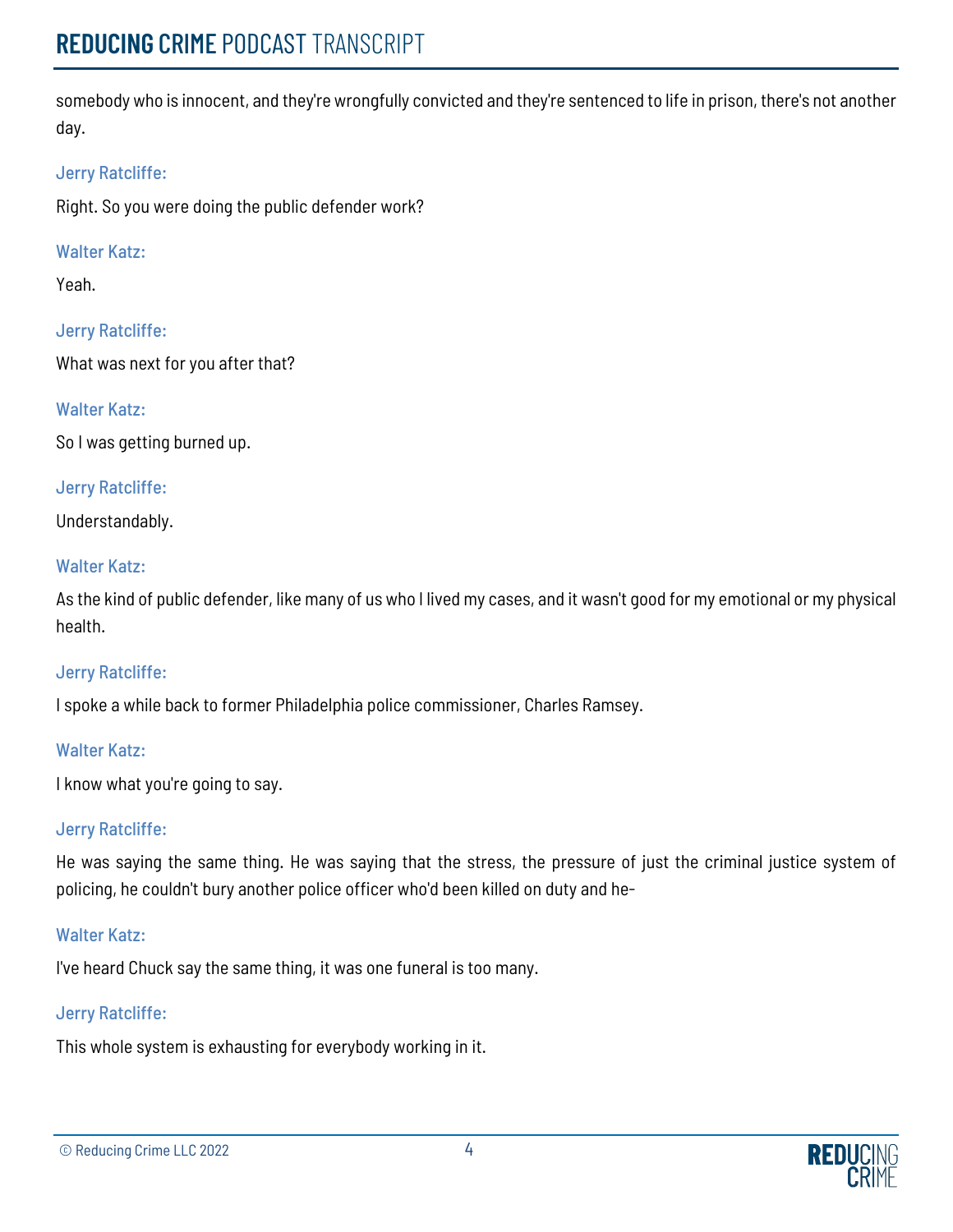somebody who is innocent, and they're wrongfully convicted and they're sentenced to life in prison, there's not another day.

Jerry Ratcliffe:

Right. So you were doing the public defender work?

Walter Katz:

Yeah.

Jerry Ratcliffe:

What was next for you after that?

Walter Katz:

So I was getting burned up.

Jerry Ratcliffe:

Understandably.

Walter Katz:

As the kind of public defender, like many of us who I lived my cases, and it wasn't good for my emotional or my physical health.

Jerry Ratcliffe:

I spoke a while back to former Philadelphia police commissioner, Charles Ramsey.

Walter Katz:

I know what you're going to say.

Jerry Ratcliffe:

He was saying the same thing. He was saying that the stress, the pressure of just the criminal justice system of policing, he couldn't bury another police officer who'd been killed on duty and he-

Walter Katz:

I've heard Chuck say the same thing, it was one funeral is too many.

Jerry Ratcliffe:

This whole system is exhausting for everybody working in it.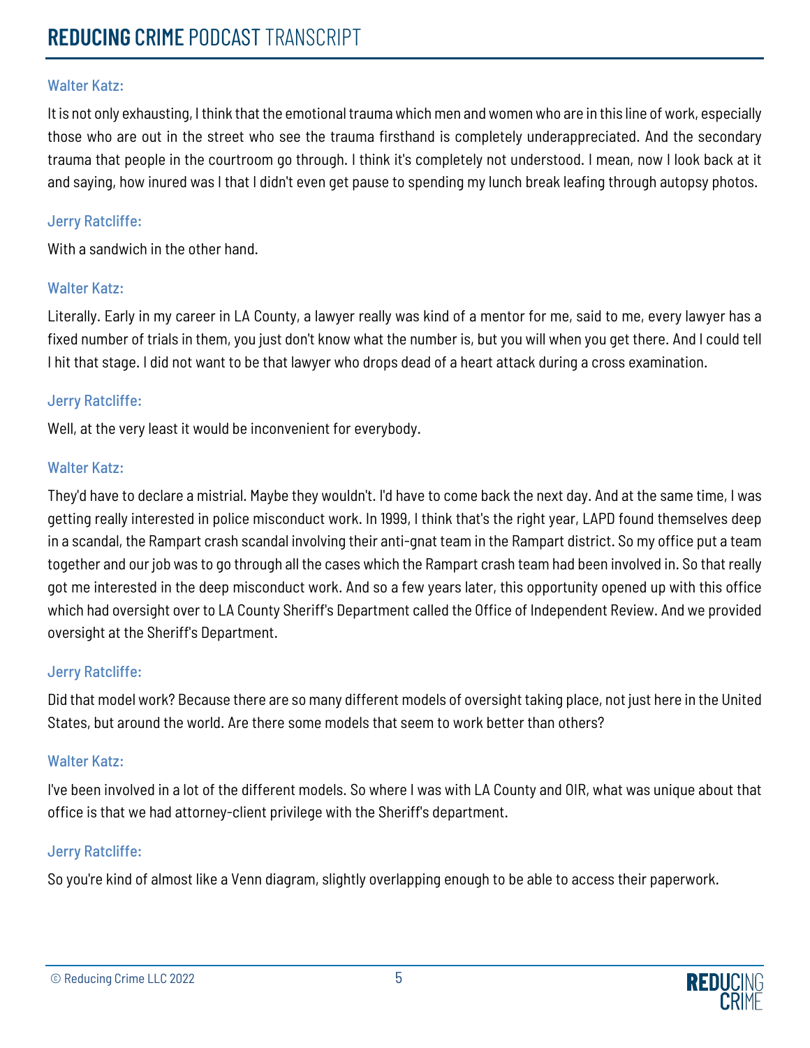Walter Katz:

It is not only exhausting, I think that the emotional trauma which men and women who are in this line of work, especially those who are out in the street who see the trauma firsthand is completely underappreciated. And the secondary trauma that people in the courtroom go through. I think it's completely not understood. I mean, now I look back at it and saying, how inured was I that I didn't even get pause to spending my lunch break leafing through autopsy photos.

Jerry Ratcliffe:

With a sandwich in the other hand.

Walter Katz:

Literally. Early in my career in LA County, a lawyer really was kind of a mentor for me, said to me, every lawyer has a fixed number of trials in them, you just don't know what the number is, but you will when you get there. And I could tell I hit that stage. I did not want to be that lawyer who drops dead of a heart attack during a cross examination.

Jerry Ratcliffe:

Well, at the very least it would be inconvenient for everybody.

Walter Katz:

They'd have to declare a mistrial. Maybe they wouldn't. I'd have to come back the next day. And at the same time, I was getting really interested in police misconduct work. In 1999, I think that's the right year, LAPD found themselves deep in a scandal, the Rampart crash scandal involving their anti-gnat team in the Rampart district. So my office put a team together and our job was to go through all the cases which the Rampart crash team had been involved in. So that really got me interested in the deep misconduct work. And so a few years later, this opportunity opened up with this office which had oversight over to LA County Sheriff's Department called the Office of Independent Review. And we provided oversight at the Sheriff's Department.

Jerry Ratcliffe:

Did that model work? Because there are so many different models of oversight taking place, not just here in the United States, but around the world. Are there some models that seem to work better than others?

Walter Katz:

I've been involved in a lot of the different models. So where I was with LA County and OIR, what was unique about that office is that we had attorney-client privilege with the Sheriff's department.

Jerry Ratcliffe:

So you're kind of almost like a Venn diagram, slightly overlapping enough to be able to access their paperwork.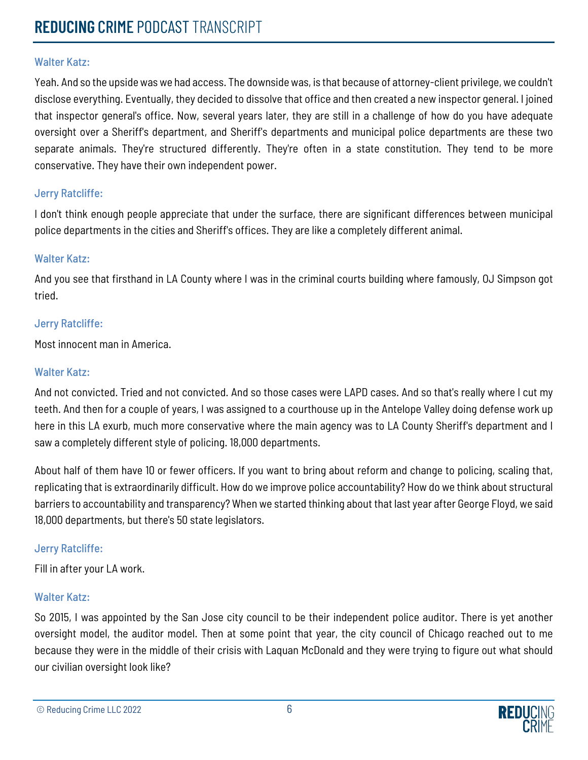Walter Katz:

Yeah. And so the upside was we had access. The downside was, is that because of attorney-client privilege, we couldn't disclose everything. Eventually, they decided to dissolve that office and then created a new inspector general. I joined that inspector general's office. Now, several years later, they are still in a challenge of how do you have adequate oversight over a Sheriff's department, and Sheriff's departments and municipal police departments are these two separate animals. They're structured differently. They're often in a state constitution. They tend to be more conservative. They have their own independent power.

Jerry Ratcliffe:

I don't think enough people appreciate that under the surface, there are significant differences between municipal police departments in the cities and Sheriff's offices. They are like a completely different animal.

Walter Katz:

And you see that firsthand in LA County where I was in the criminal courts building where famously, OJ Simpson got tried.

Jerry Ratcliffe:

Most innocent man in America.

Walter Katz:

And not convicted. Tried and not convicted. And so those cases were LAPD cases. And so that's really where I cut my teeth. And then for a couple of years, I was assigned to a courthouse up in the Antelope Valley doing defense work up here in this LA exurb, much more conservative where the main agency was to LA County Sheriff's department and I saw a completely different style of policing. 18,000 departments.

About half of them have 10 or fewer officers. If you want to bring about reform and change to policing, scaling that, replicating that is extraordinarily difficult. How do we improve police accountability? How do we think about structural barriers to accountability and transparency? When we started thinking about that last year after George Floyd, we said 18,000 departments, but there's 50 state legislators.

Jerry Ratcliffe:

Fill in after your LA work.

Walter Katz:

So 2015, I was appointed by the San Jose city council to be their independent police auditor. There is yet another oversight model, the auditor model. Then at some point that year, the city council of Chicago reached out to me because they were in the middle of their crisis with Laquan McDonald and they were trying to figure out what should our civilian oversight look like?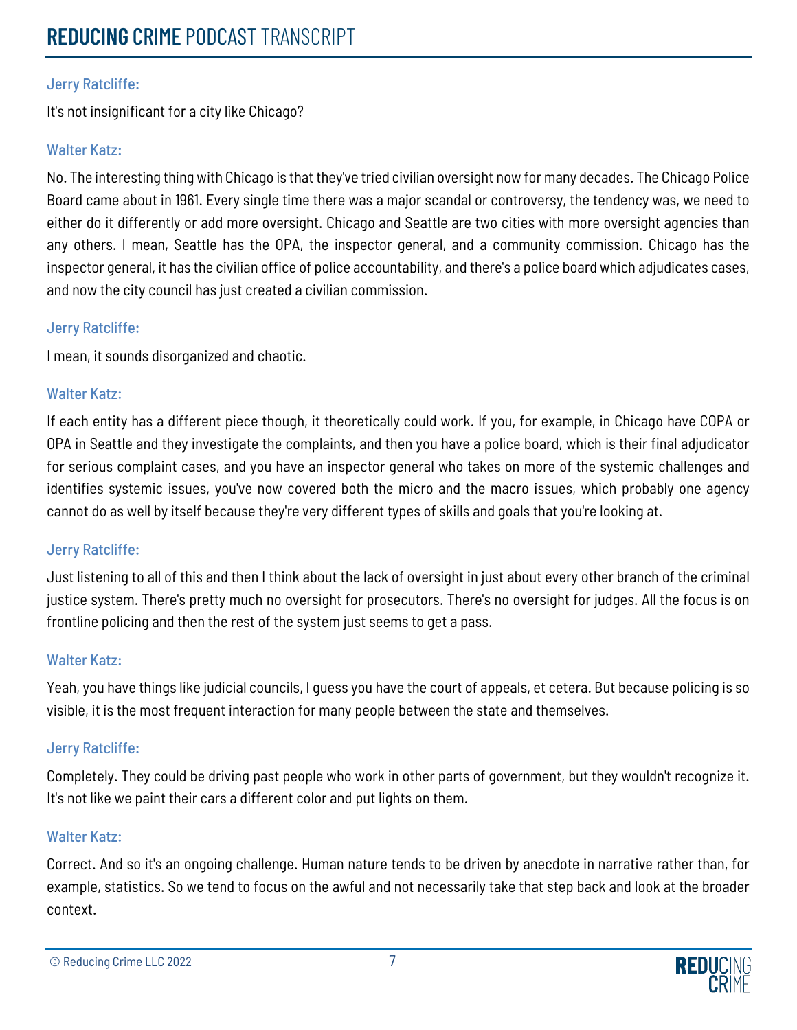Jerry Ratcliffe:

It's not insignificant for a city like Chicago?

Walter Katz:

No. The interesting thing with Chicago is that they've tried civilian oversight now for many decades. The Chicago Police Board came about in 1961. Every single time there was a major scandal or controversy, the tendency was, we need to either do it differently or add more oversight. Chicago and Seattle are two cities with more oversight agencies than any others. I mean, Seattle has the OPA, the inspector general, and a community commission. Chicago has the inspector general, it has the civilian office of police accountability, and there's a police board which adjudicates cases, and now the city council has just created a civilian commission.

Jerry Ratcliffe:

I mean, it sounds disorganized and chaotic.

Walter Katz:

If each entity has a different piece though, it theoretically could work. If you, for example, in Chicago have COPA or OPA in Seattle and they investigate the complaints, and then you have a police board, which is their final adjudicator for serious complaint cases, and you have an inspector general who takes on more of the systemic challenges and identifies systemic issues, you've now covered both the micro and the macro issues, which probably one agency cannot do as well by itself because they're very different types of skills and goals that you're looking at.

Jerry Ratcliffe:

Just listening to all of this and then I think about the lack of oversight in just about every other branch of the criminal justice system. There's pretty much no oversight for prosecutors. There's no oversight for judges. All the focus is on frontline policing and then the rest of the system just seems to get a pass.

Walter Katz:

Yeah, you have things like judicial councils, I guess you have the court of appeals, et cetera. But because policing is so visible, it is the most frequent interaction for many people between the state and themselves.

Jerry Ratcliffe:

Completely. They could be driving past people who work in other parts of government, but they wouldn't recognize it. It's not like we paint their cars a different color and put lights on them.

Walter Katz:

Correct. And so it's an ongoing challenge. Human nature tends to be driven by anecdote in narrative rather than, for example, statistics. So we tend to focus on the awful and not necessarily take that step back and look at the broader context.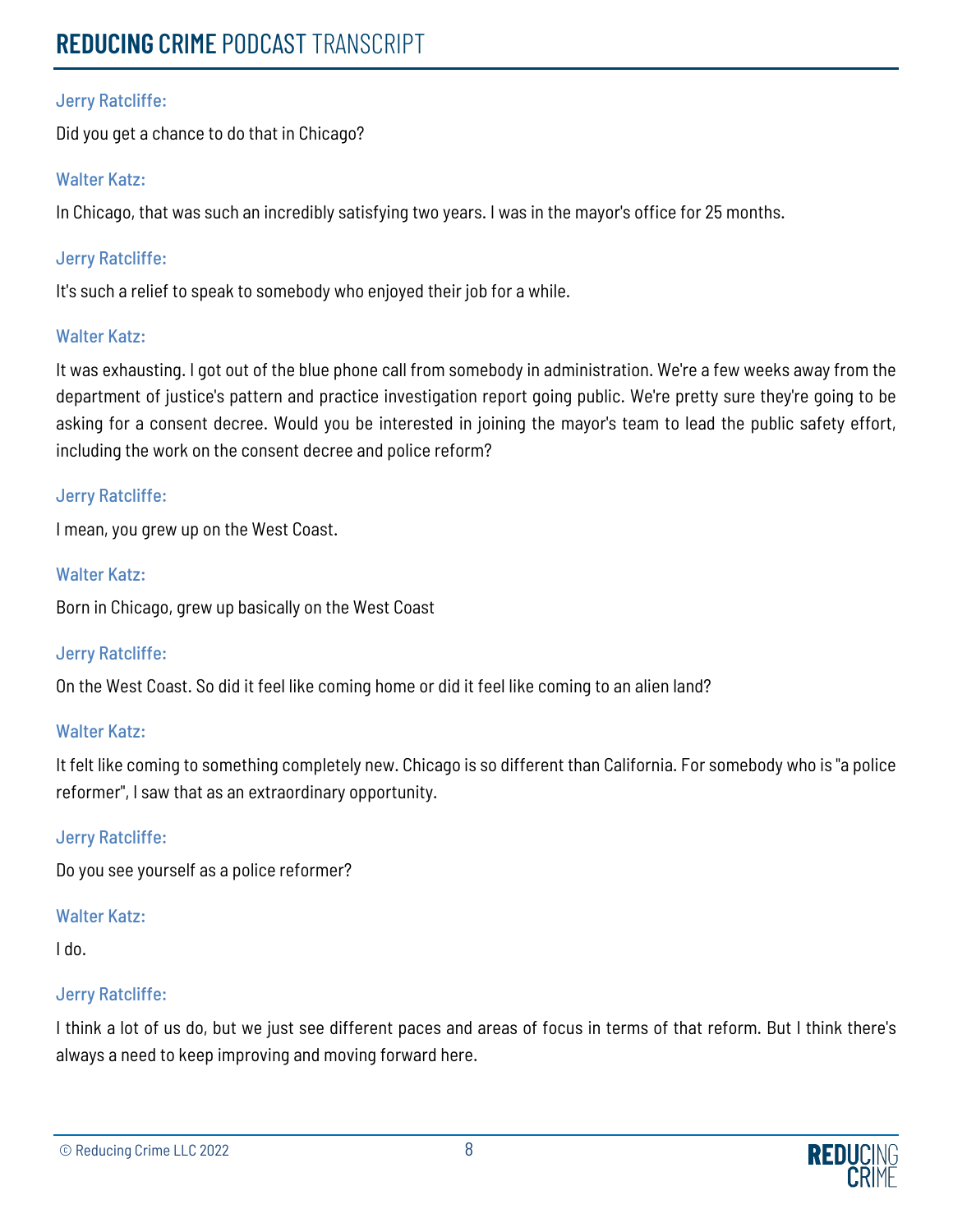Jerry Ratcliffe:

Did you get a chance to do that in Chicago?

Walter Katz:

In Chicago, that was such an incredibly satisfying two years. I was in the mayor's office for 25 months.

Jerry Ratcliffe:

It's such a relief to speak to somebody who enjoyed their job for a while.

Walter Katz:

It was exhausting. I got out of the blue phone call from somebody in administration. We're a few weeks away from the department of justice's pattern and practice investigation report going public. We're pretty sure they're going to be asking for a consent decree. Would you be interested in joining the mayor's team to lead the public safety effort, including the work on the consent decree and police reform?

Jerry Ratcliffe:

I mean, you grew up on the West Coast.

Walter Katz:

Born in Chicago, grew up basically on the West Coast

Jerry Ratcliffe:

On the West Coast. So did it feel like coming home or did it feel like coming to an alien land?

Walter Katz:

It felt like coming to something completely new. Chicago is so different than California. For somebody who is "a police reformer", I saw that as an extraordinary opportunity.

Jerry Ratcliffe:

Do you see yourself as a police reformer?

Walter Katz:

I do.

Jerry Ratcliffe:

I think a lot of us do, but we just see different paces and areas of focus in terms of that reform. But I think there's always a need to keep improving and moving forward here.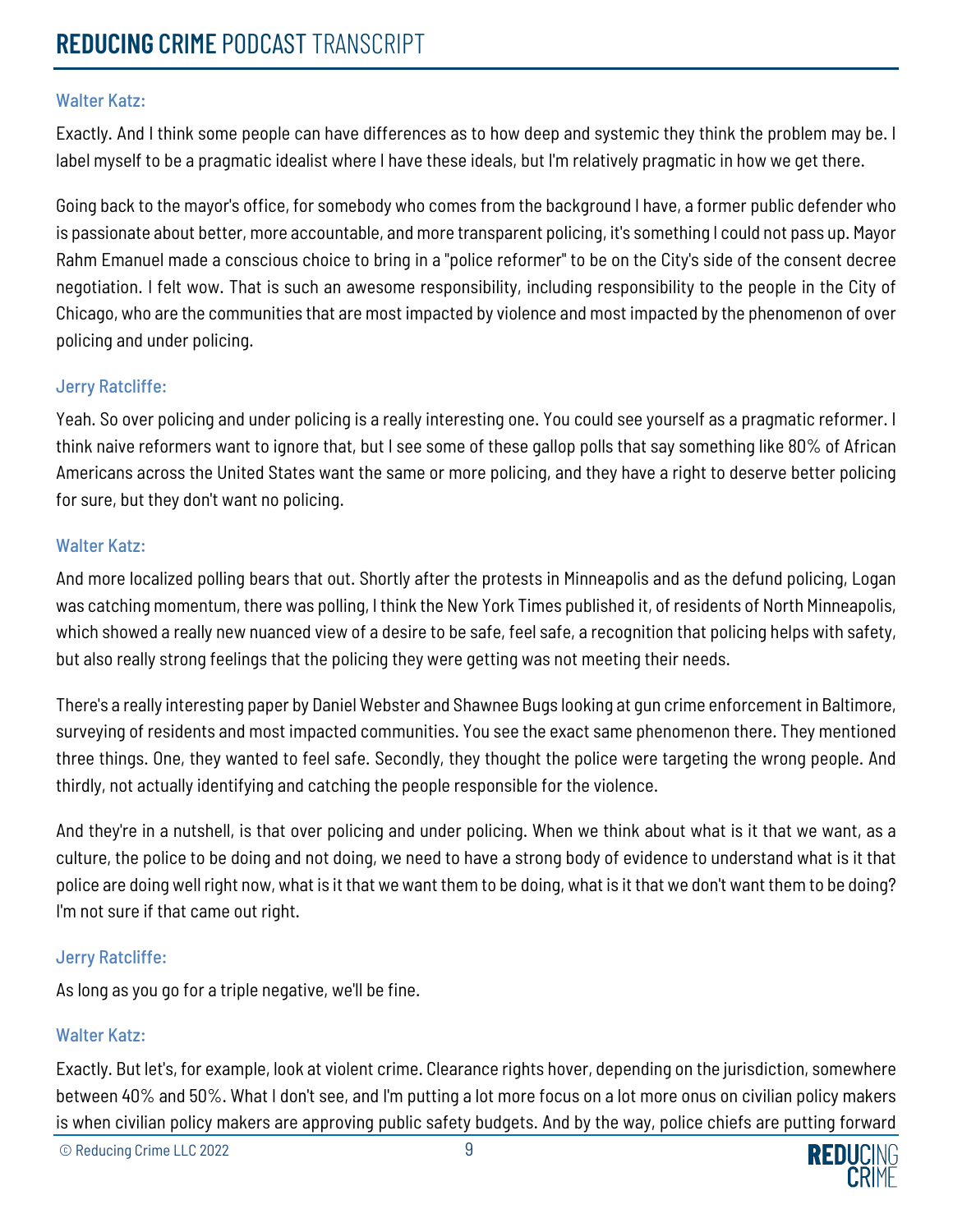Walter Katz:

Exactly. And I think some people can have differences as to how deep and systemic they think the problem may be. I label myself to be a pragmatic idealist where I have these ideals, but I'm relatively pragmatic in how we get there.

Going back to the mayor's office, for somebody who comes from the background I have, a former public defender who is passionate about better, more accountable, and more transparent policing, it's something I could not pass up. Mayor Rahm Emanuel made a conscious choice to bring in a "police reformer" to be on the City's side of the consent decree negotiation. I felt wow. That is such an awesome responsibility, including responsibility to the people in the City of Chicago, who are the communities that are most impacted by violence and most impacted by the phenomenon of over policing and under policing.

Jerry Ratcliffe:

Yeah. So over policing and under policing is a really interesting one. You could see yourself as a pragmatic reformer. I think naive reformers want to ignore that, but I see some of these gallop polls that say something like 80% of African Americans across the United States want the same or more policing, and they have a right to deserve better policing for sure, but they don't want no policing.

Walter Katz:

And more localized polling bears that out. Shortly after the protests in Minneapolis and as the defund policing, Logan was catching momentum, there was polling, I think the New York Times published it, of residents of North Minneapolis, which showed a really new nuanced view of a desire to be safe, feel safe, a recognition that policing helps with safety, but also really strong feelings that the policing they were getting was not meeting their needs.

There's a really interesting paper by Daniel Webster and Shawnee Bugs looking at gun crime enforcement in Baltimore, surveying of residents and most impacted communities. You see the exact same phenomenon there. They mentioned three things. One, they wanted to feel safe. Secondly, they thought the police were targeting the wrong people. And thirdly, not actually identifying and catching the people responsible for the violence.

And they're in a nutshell, is that over policing and under policing. When we think about what is it that we want, as a culture, the police to be doing and not doing, we need to have a strong body of evidence to understand what is it that police are doing well right now, what is it that we want them to be doing, what is it that we don't want them to be doing? I'm not sure if that came out right.

Jerry Ratcliffe:

As long as you go for a triple negative, we'll be fine.

Walter Katz:

Exactly. But let's, for example, look at violent crime. Clearance rights hover, depending on the jurisdiction, somewhere between 40% and 50%. What I don't see, and I'm putting a lot more focus on a lot more onus on civilian policy makers is when civilian policy makers are approving public safety budgets. And by the way, police chiefs are putting forward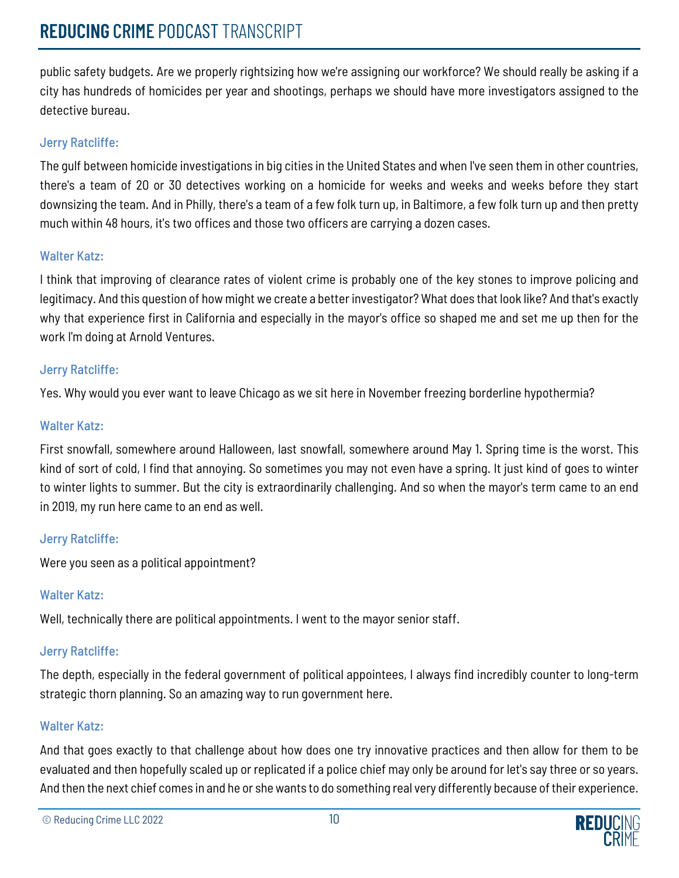public safety budgets. Are we properly rightsizing how we're assigning our workforce? We should really be asking if a city has hundreds of homicides per year and shootings, perhaps we should have more investigators assigned to the detective bureau.

Jerry Ratcliffe:

The gulf between homicide investigations in big cities in the United States and when I've seen them in other countries, there's a team of 20 or 30 detectives working on a homicide for weeks and weeks and weeks before they start downsizing the team. And in Philly, there's a team of a few folk turn up, in Baltimore, a few folk turn up and then pretty much within 48 hours, it's two offices and those two officers are carrying a dozen cases.

Walter Katz:

I think that improving of clearance rates of violent crime is probably one of the key stones to improve policing and legitimacy. And this question of how might we create a better investigator? What does that look like? And that's exactly why that experience first in California and especially in the mayor's office so shaped me and set me up then for the work I'm doing at Arnold Ventures.

Jerry Ratcliffe:

Yes. Why would you ever want to leave Chicago as we sit here in November freezing borderline hypothermia?

Walter Katz:

First snowfall, somewhere around Halloween, last snowfall, somewhere around May 1. Spring time is the worst. This kind of sort of cold, I find that annoying. So sometimes you may not even have a spring. It just kind of goes to winter to winter lights to summer. But the city is extraordinarily challenging. And so when the mayor's term came to an end in 2019, my run here came to an end as well.

Jerry Ratcliffe:

Were you seen as a political appointment?

Walter Katz:

Well, technically there are political appointments. I went to the mayor senior staff.

Jerry Ratcliffe:

The depth, especially in the federal government of political appointees, I always find incredibly counter to long-term strategic thorn planning. So an amazing way to run government here.

Walter Katz:

And that goes exactly to that challenge about how does one try innovative practices and then allow for them to be evaluated and then hopefully scaled up or replicated if a police chief may only be around for let's say three or so years. And then the next chief comes in and he or she wants to do something real very differently because of their experience.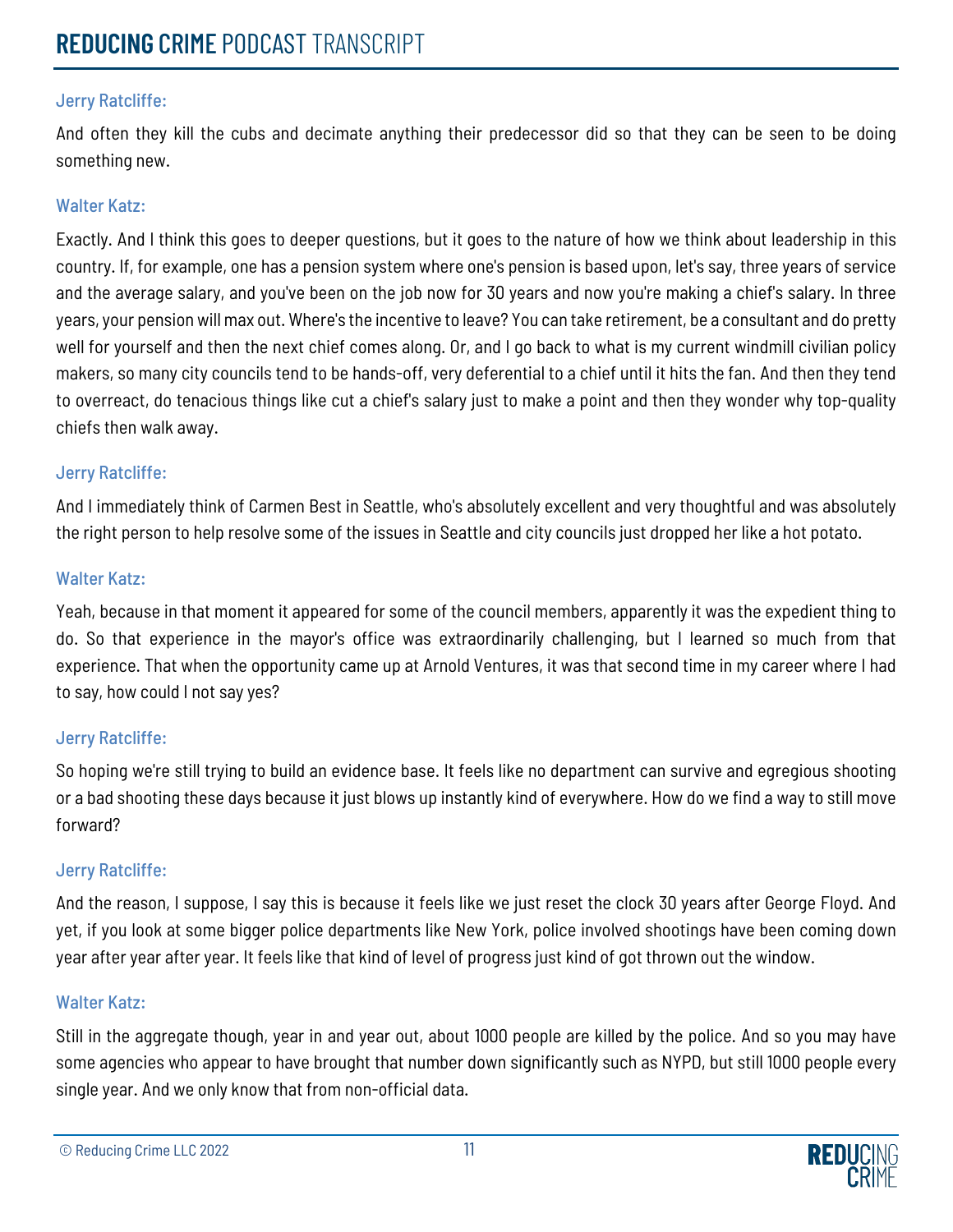Jerry Ratcliffe:

And often they kill the cubs and decimate anything their predecessor did so that they can be seen to be doing something new.

Walter Katz:

Exactly. And I think this goes to deeper questions, but it goes to the nature of how we think about leadership in this country. If, for example, one has a pension system where one's pension is based upon, let's say, three years of service and the average salary, and you've been on the job now for 30 years and now you're making a chief's salary. In three years, your pension will max out. Where's the incentive to leave? You can take retirement, be a consultant and do pretty well for yourself and then the next chief comes along. Or, and I go back to what is my current windmill civilian policy makers, so many city councils tend to be hands-off, very deferential to a chief until it hits the fan. And then they tend to overreact, do tenacious things like cut a chief's salary just to make a point and then they wonder why top-quality chiefs then walk away.

Jerry Ratcliffe:

And I immediately think of Carmen Best in Seattle, who's absolutely excellent and very thoughtful and was absolutely the right person to help resolve some of the issues in Seattle and city councils just dropped her like a hot potato.

Walter Katz:

Yeah, because in that moment it appeared for some of the council members, apparently it was the expedient thing to do. So that experience in the mayor's office was extraordinarily challenging, but I learned so much from that experience. That when the opportunity came up at Arnold Ventures, it was that second time in my career where I had to say, how could I not say yes?

Jerry Ratcliffe:

So hoping we're still trying to build an evidence base. It feels like no department can survive and egregious shooting or a bad shooting these days because it just blows up instantly kind of everywhere. How do we find a way to still move forward?

Jerry Ratcliffe:

And the reason, I suppose, I say this is because it feels like we just reset the clock 30 years after George Floyd. And yet, if you look at some bigger police departments like New York, police involved shootings have been coming down year after year after year. It feels like that kind of level of progress just kind of got thrown out the window.

Walter Katz:

Still in the aggregate though, year in and year out, about 1000 people are killed by the police. And so you may have some agencies who appear to have brought that number down significantly such as NYPD, but still 1000 people every single year. And we only know that from non-official data.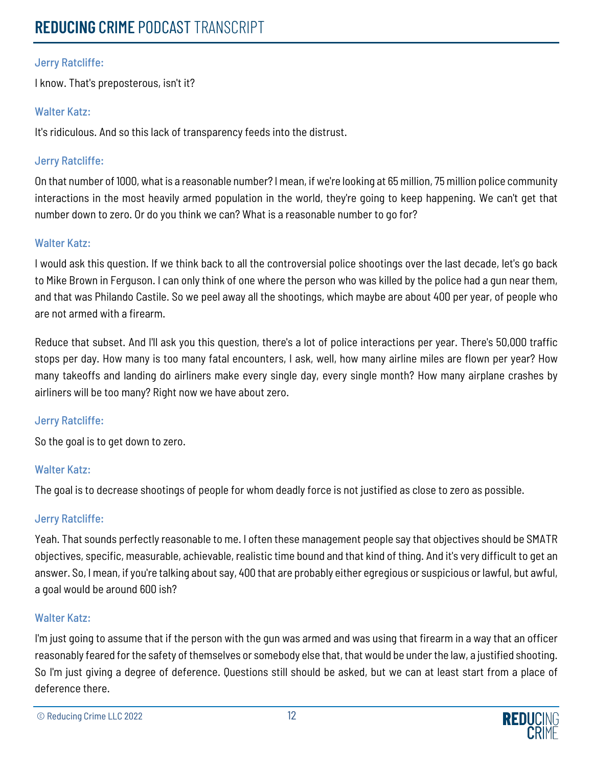Jerry Ratcliffe:

I know. That's preposterous, isn't it?

Walter Katz:

It's ridiculous. And so this lack of transparency feeds into the distrust.

Jerry Ratcliffe:

On that number of 1000, what is a reasonable number? I mean, if we're looking at 65 million, 75 million police community interactions in the most heavily armed population in the world, they're going to keep happening. We can't get that number down to zero. Or do you think we can? What is a reasonable number to go for?

Walter Katz:

I would ask this question. If we think back to all the controversial police shootings over the last decade, let's go back to Mike Brown in Ferguson. I can only think of one where the person who was killed by the police had a gun near them, and that was Philando Castile. So we peel away all the shootings, which maybe are about 400 per year, of people who are not armed with a firearm.

Reduce that subset. And I'll ask you this question, there's a lot of police interactions per year. There's 50,000 traffic stops per day. How many is too many fatal encounters, I ask, well, how many airline miles are flown per year? How many takeoffs and landing do airliners make every single day, every single month? How many airplane crashes by airliners will be too many? Right now we have about zero.

Jerry Ratcliffe:

So the goal is to get down to zero.

Walter Katz:

The goal is to decrease shootings of people for whom deadly force is not justified as close to zero as possible.

Jerry Ratcliffe:

Yeah. That sounds perfectly reasonable to me. I often these management people say that objectives should be SMATR objectives, specific, measurable, achievable, realistic time bound and that kind of thing. And it's very difficult to get an answer. So, I mean, if you're talking about say, 400 that are probably either egregious or suspicious or lawful, but awful, a goal would be around 600 ish?

Walter Katz:

I'm just going to assume that if the person with the gun was armed and was using that firearm in a way that an officer reasonably feared for the safety of themselves or somebody else that, that would be under the law, a justified shooting. So I'm just giving a degree of deference. Questions still should be asked, but we can at least start from a place of deference there.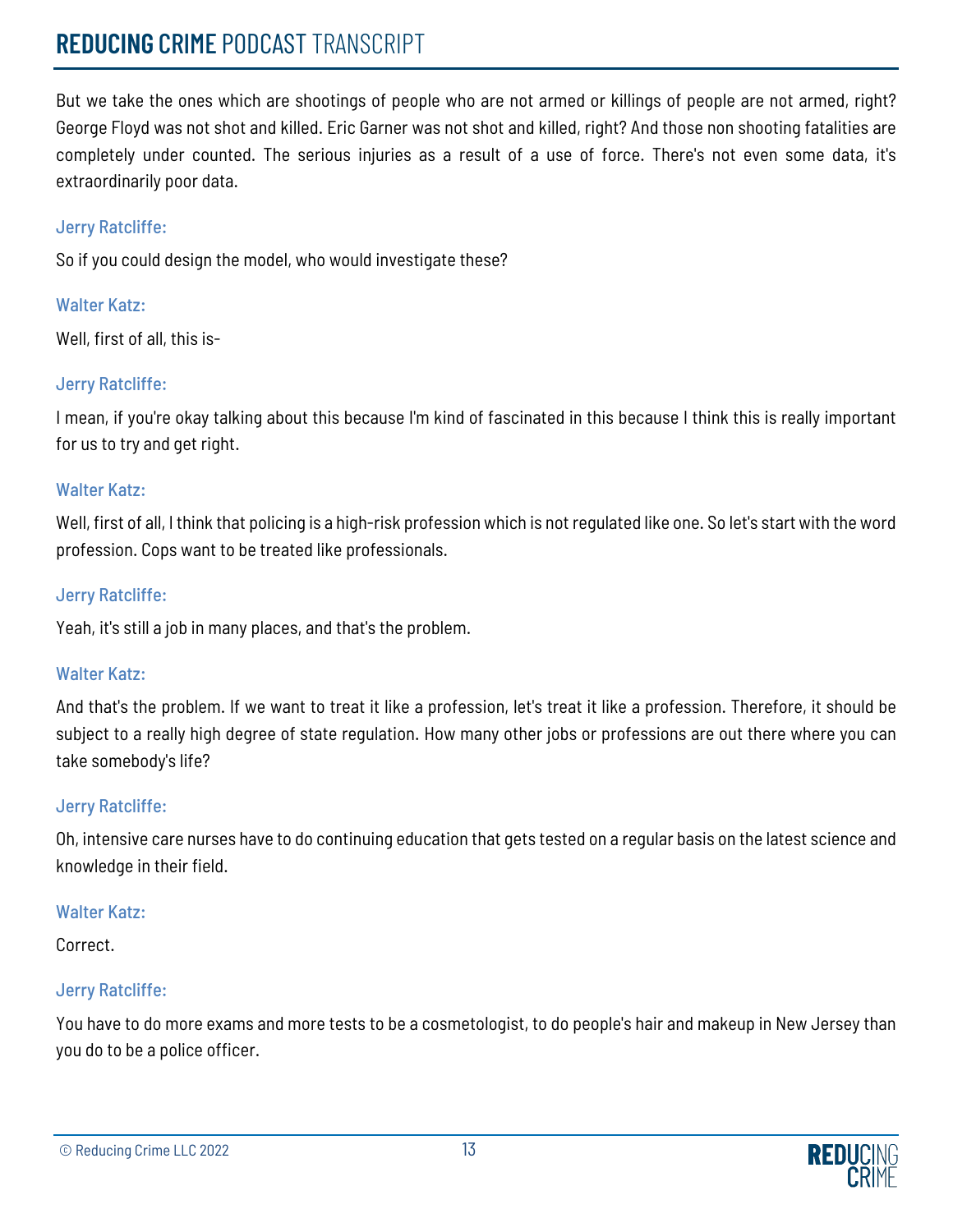But we take the ones which are shootings of people who are not armed or killings of people are not armed, right? George Floyd was not shot and killed. Eric Garner was not shot and killed, right? And those non shooting fatalities are completely under counted. The serious injuries as a result of a use of force. There's not even some data, it's extraordinarily poor data.

Jerry Ratcliffe:

So if you could design the model, who would investigate these?

Walter Katz:

Well, first of all, this is-

Jerry Ratcliffe:

I mean, if you're okay talking about this because I'm kind of fascinated in this because I think this is really important for us to try and get right.

Walter Katz:

Well, first of all, I think that policing is a high-risk profession which is not regulated like one. So let's start with the word profession. Cops want to be treated like professionals.

Jerry Ratcliffe:

Yeah, it's still a job in many places, and that's the problem.

Walter Katz:

And that's the problem. If we want to treat it like a profession, let's treat it like a profession. Therefore, it should be subject to a really high degree of state regulation. How many other jobs or professions are out there where you can take somebody's life?

Jerry Ratcliffe:

Oh, intensive care nurses have to do continuing education that gets tested on a regular basis on the latest science and knowledge in their field.

Walter Katz:

Correct.

Jerry Ratcliffe:

You have to do more exams and more tests to be a cosmetologist, to do people's hair and makeup in New Jersey than you do to be a police officer.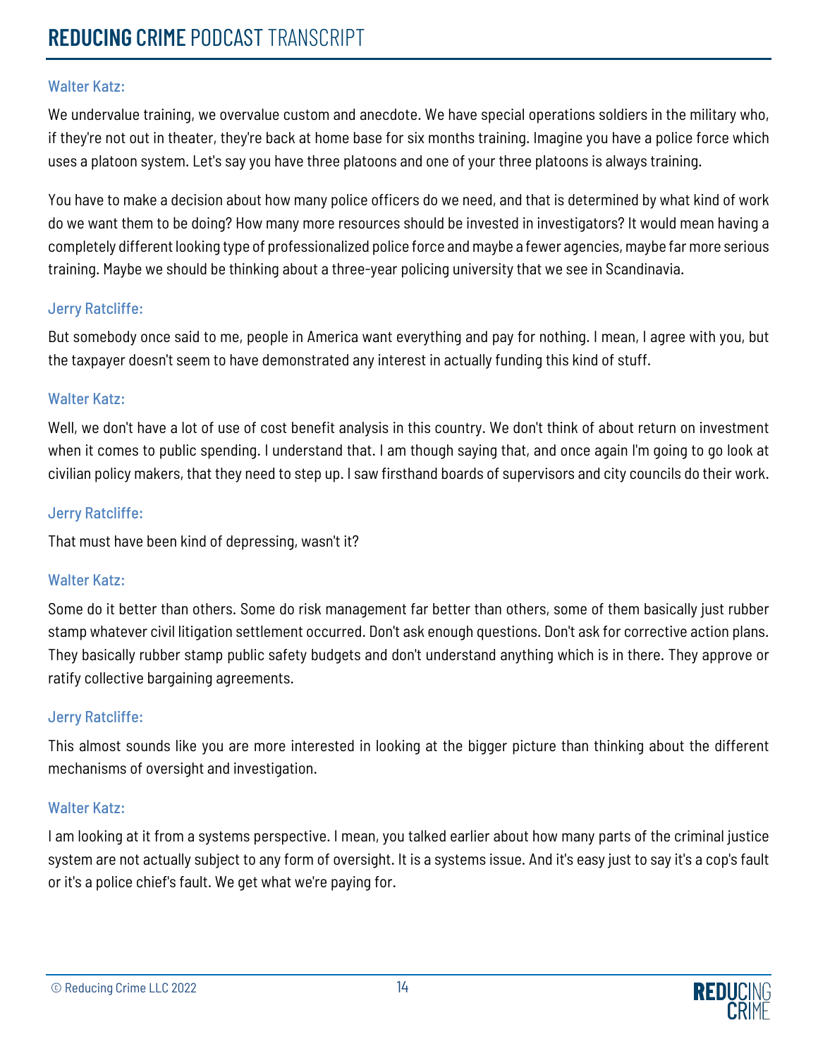Walter Katz:

We undervalue training, we overvalue custom and anecdote. We have special operations soldiers in the military who, if they're not out in theater, they're back at home base for six months training. Imagine you have a police force which uses a platoon system. Let's say you have three platoons and one of your three platoons is always training.

You have to make a decision about how many police officers do we need, and that is determined by what kind of work do we want them to be doing? How many more resources should be invested in investigators? It would mean having a completely different looking type of professionalized police force and maybe a fewer agencies, maybe far more serious training. Maybe we should be thinking about a three-year policing university that we see in Scandinavia.

Jerry Ratcliffe:

But somebody once said to me, people in America want everything and pay for nothing. I mean, I agree with you, but the taxpayer doesn't seem to have demonstrated any interest in actually funding this kind of stuff.

Walter Katz:

Well, we don't have a lot of use of cost benefit analysis in this country. We don't think of about return on investment when it comes to public spending. I understand that. I am though saying that, and once again I'm going to go look at civilian policy makers, that they need to step up. I saw firsthand boards of supervisors and city councils do their work.

Jerry Ratcliffe:

That must have been kind of depressing, wasn't it?

Walter Katz:

Some do it better than others. Some do risk management far better than others, some of them basically just rubber stamp whatever civil litigation settlement occurred. Don't ask enough questions. Don't ask for corrective action plans. They basically rubber stamp public safety budgets and don't understand anything which is in there. They approve or ratify collective bargaining agreements.

Jerry Ratcliffe:

This almost sounds like you are more interested in looking at the bigger picture than thinking about the different mechanisms of oversight and investigation.

Walter Katz:

I am looking at it from a systems perspective. I mean, you talked earlier about how many parts of the criminal justice system are not actually subject to any form of oversight. It is a systems issue. And it's easy just to say it's a cop's fault or it's a police chief's fault. We get what we're paying for.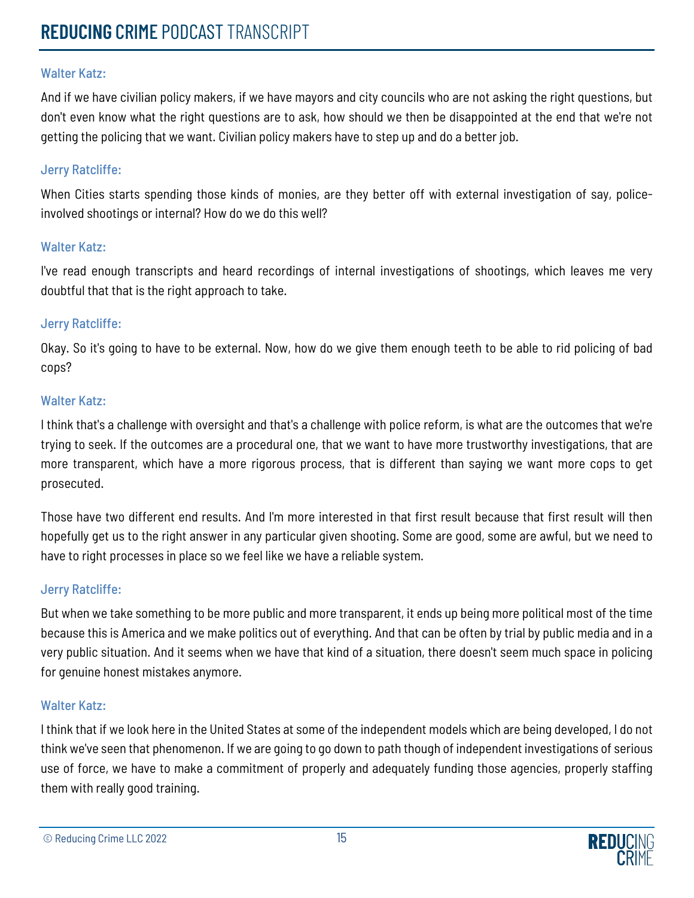Walter Katz:

And if we have civilian policy makers, if we have mayors and city councils who are not asking the right questions, but don't even know what the right questions are to ask, how should we then be disappointed at the end that we're not getting the policing that we want. Civilian policy makers have to step up and do a better job.

Jerry Ratcliffe:

When Cities starts spending those kinds of monies, are they better off with external investigation of say, police-involved shootings or internal? How do we do this well?

Walter Katz:

I've read enough transcripts and heard recordings of internal investigations of shootings, which leaves me very doubtful that that is the right approach to take.

Jerry Ratcliffe:

Okay. So it's going to have to be external. Now, how do we give them enough teeth to be able to rid policing of bad cops?

Walter Katz:

I think that's a challenge with oversight and that's a challenge with police reform, is what are the outcomes that we're trying to seek. If the outcomes are a procedural one, that we want to have more trustworthy investigations, that are more transparent, which have a more rigorous process, that is different than saying we want more cops to get prosecuted.

Those have two different end results. And I'm more interested in that first result because that first result will then hopefully get us to the right answer in any particular given shooting. Some are good, some are awful, but we need to have to right processes in place so we feel like we have a reliable system.

Jerry Ratcliffe:

But when we take something to be more public and more transparent, it ends up being more political most of the time because this is America and we make politics out of everything. And that can be often by trial by public media and in a very public situation. And it seems when we have that kind of a situation, there doesn't seem much space in policing for genuine honest mistakes anymore.

Walter Katz:

I think that if we look here in the United States at some of the independent models which are being developed, I do not think we've seen that phenomenon. If we are going to go down to path though of independent investigations of serious use of force, we have to make a commitment of properly and adequately funding those agencies, properly staffing them with really good training.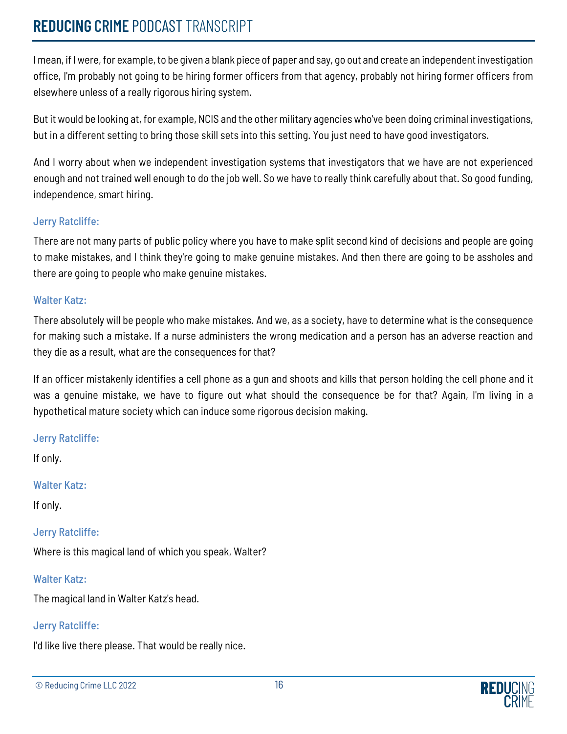I mean, if I were, for example, to be given a blank piece of paper and say, go out and create an independent investigation office, I'm probably not going to be hiring former officers from that agency, probably not hiring former officers from elsewhere unless of a really rigorous hiring system.

But it would be looking at, for example, NCIS and the other military agencies who've been doing criminal investigations, but in a different setting to bring those skill sets into this setting. You just need to have good investigators.

And I worry about when we independent investigation systems that investigators that we have are not experienced enough and not trained well enough to do the job well. So we have to really think carefully about that. So good funding, independence, smart hiring.

Jerry Ratcliffe:

There are not many parts of public policy where you have to make split second kind of decisions and people are going to make mistakes, and I think they're going to make genuine mistakes. And then there are going to be assholes and there are going to people who make genuine mistakes.

Walter Katz:

There absolutely will be people who make mistakes. And we, as a society, have to determine what is the consequence for making such a mistake. If a nurse administers the wrong medication and a person has an adverse reaction and they die as a result, what are the consequences for that?

If an officer mistakenly identifies a cell phone as a gun and shoots and kills that person holding the cell phone and it was a genuine mistake, we have to figure out what should the consequence be for that? Again, I'm living in a hypothetical mature society which can induce some rigorous decision making.

Jerry Ratcliffe:

If only.

Walter Katz:

If only.

Jerry Ratcliffe:

Where is this magical land of which you speak, Walter?

Walter Katz:

The magical land in Walter Katz's head.

Jerry Ratcliffe:

I'd like live there please. That would be really nice.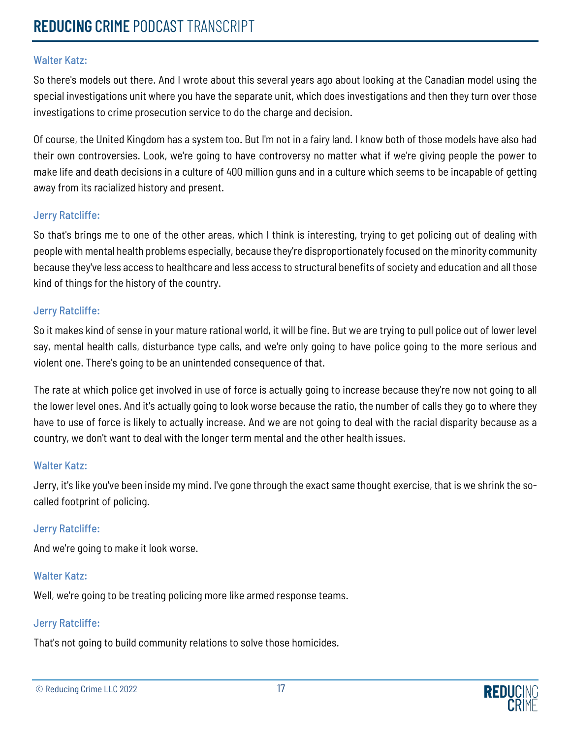Walter Katz:

So there's models out there. And I wrote about this several years ago about looking at the Canadian model using the special investigations unit where you have the separate unit, which does investigations and then they turn over those investigations to crime prosecution service to do the charge and decision.

Of course, the United Kingdom has a system too. But I'm not in a fairy land. I know both of those models have also had their own controversies. Look, we're going to have controversy no matter what if we're giving people the power to make life and death decisions in a culture of 400 million guns and in a culture which seems to be incapable of getting away from its racialized history and present.

Jerry Ratcliffe:

So that's brings me to one of the other areas, which I think is interesting, trying to get policing out of dealing with people with mental health problems especially, because they're disproportionately focused on the minority community because they've less access to healthcare and less access to structural benefits of society and education and all those kind of things for the history of the country.

Jerry Ratcliffe:

So it makes kind of sense in your mature rational world, it will be fine. But we are trying to pull police out of lower level say, mental health calls, disturbance type calls, and we're only going to have police going to the more serious and violent one. There's going to be an unintended consequence of that.

The rate at which police get involved in use of force is actually going to increase because they're now not going to all the lower level ones. And it's actually going to look worse because the ratio, the number of calls they go to where they have to use of force is likely to actually increase. And we are not going to deal with the racial disparity because as a country, we don't want to deal with the longer term mental and the other health issues.

Walter Katz:

Jerry, it's like you've been inside my mind. I've gone through the exact same thought exercise, that is we shrink the so-called footprint of policing.

Jerry Ratcliffe:

And we're going to make it look worse.

Walter Katz:

Well, we're going to be treating policing more like armed response teams.

Jerry Ratcliffe:

That's not going to build community relations to solve those homicides.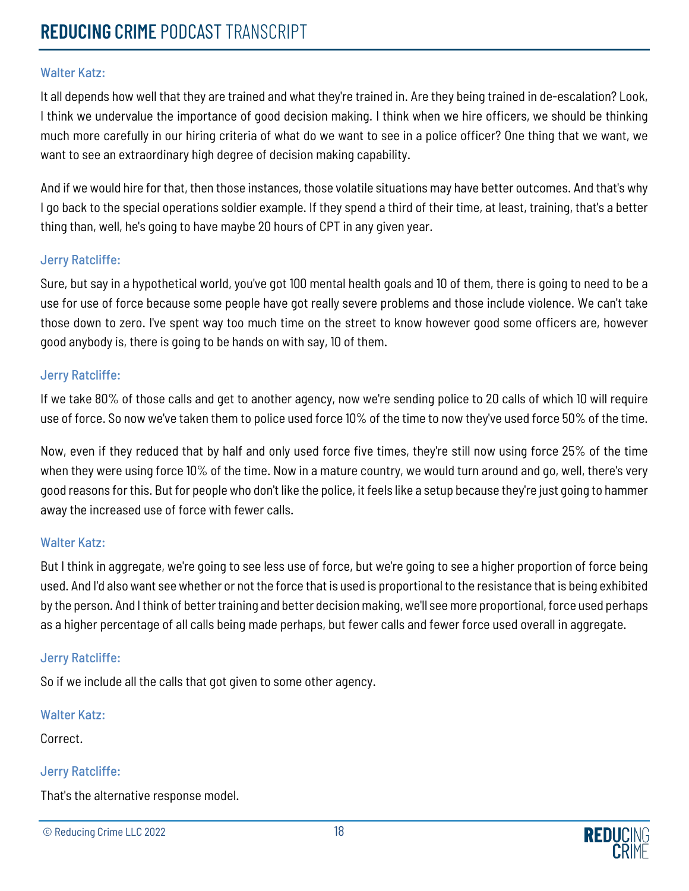Walter Katz:

It all depends how well that they are trained and what they're trained in. Are they being trained in de-escalation? Look, I think we undervalue the importance of good decision making. I think when we hire officers, we should be thinking much more carefully in our hiring criteria of what do we want to see in a police officer? One thing that we want, we want to see an extraordinary high degree of decision making capability.

And if we would hire for that, then those instances, those volatile situations may have better outcomes. And that's why I go back to the special operations soldier example. If they spend a third of their time, at least, training, that's a better thing than, well, he's going to have maybe 20 hours of CPT in any given year.

Jerry Ratcliffe:

Sure, but say in a hypothetical world, you've got 100 mental health goals and 10 of them, there is going to need to be a use for use of force because some people have got really severe problems and those include violence. We can't take those down to zero. I've spent way too much time on the street to know however good some officers are, however good anybody is, there is going to be hands on with say, 10 of them.

Jerry Ratcliffe:

If we take 80% of those calls and get to another agency, now we're sending police to 20 calls of which 10 will require use of force. So now we've taken them to police used force 10% of the time to now they've used force 50% of the time.

Now, even if they reduced that by half and only used force five times, they're still now using force 25% of the time when they were using force 10% of the time. Now in a mature country, we would turn around and go, well, there's very good reasons for this. But for people who don't like the police, it feels like a setup because they're just going to hammer away the increased use of force with fewer calls.

Walter Katz:

But I think in aggregate, we're going to see less use of force, but we're going to see a higher proportion of force being used. And I'd also want see whether or not the force that is used is proportional to the resistance that is being exhibited by the person. And I think of better training and better decision making, we'll see more proportional, force used perhaps as a higher percentage of all calls being made perhaps, but fewer calls and fewer force used overall in aggregate.

Jerry Ratcliffe:

So if we include all the calls that got given to some other agency.

Walter Katz:

Correct.

Jerry Ratcliffe:

That's the alternative response model.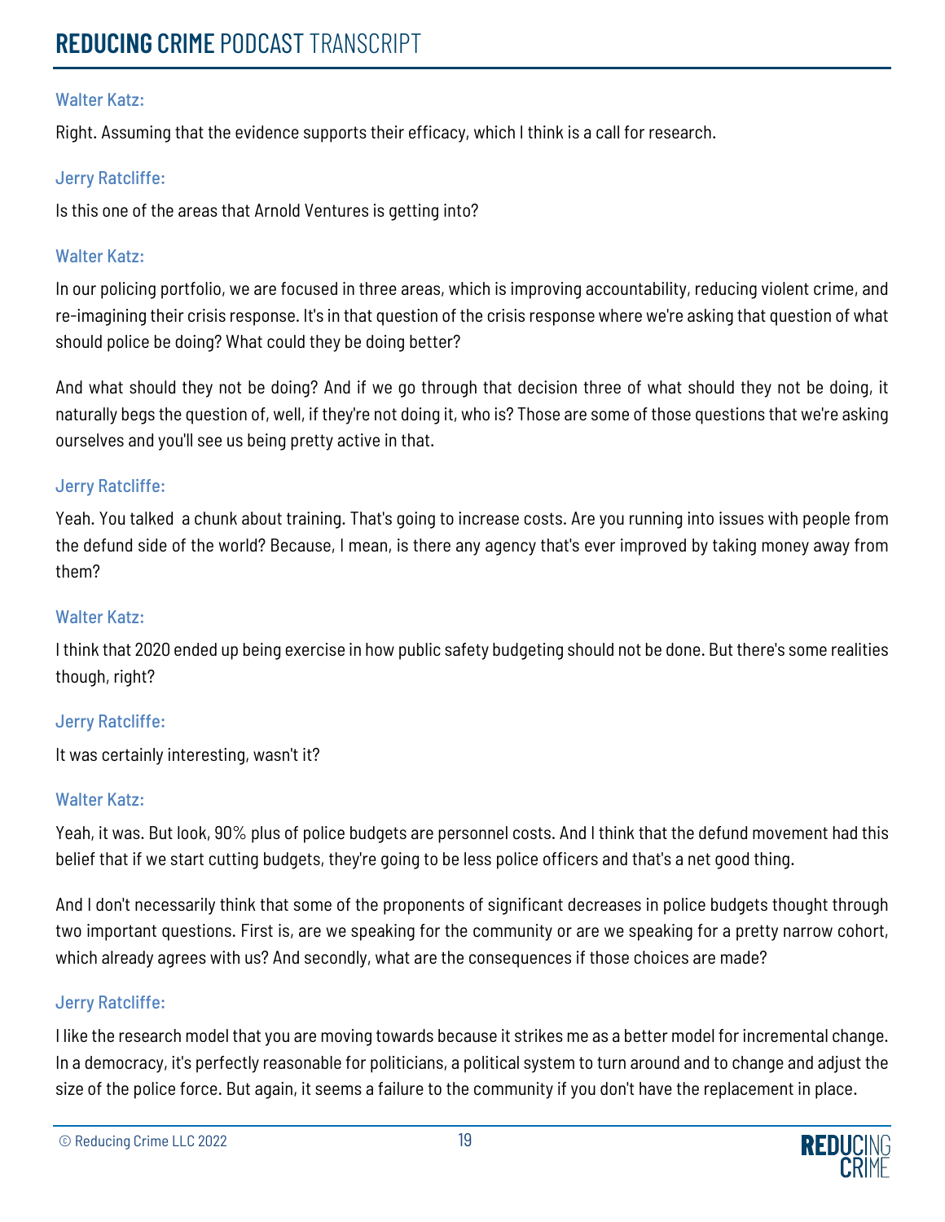Walter Katz:

Right. Assuming that the evidence supports their efficacy, which I think is a call for research.

Jerry Ratcliffe:

Is this one of the areas that Arnold Ventures is getting into?

Walter Katz:

In our policing portfolio, we are focused in three areas, which is improving accountability, reducing violent crime, and re-imagining their crisis response. It's in that question of the crisis response where we're asking that question of what should police be doing? What could they be doing better?

And what should they not be doing? And if we go through that decision three of what should they not be doing, it naturally begs the question of, well, if they're not doing it, who is? Those are some of those questions that we're asking ourselves and you'll see us being pretty active in that.

Jerry Ratcliffe:

Yeah. You talked  a chunk about training. That's going to increase costs. Are you running into issues with people from the defund side of the world? Because, I mean, is there any agency that's ever improved by taking money away from them?

Walter Katz:

I think that 2020 ended up being exercise in how public safety budgeting should not be done. But there's some realities though, right?

Jerry Ratcliffe:

It was certainly interesting, wasn't it?

Walter Katz:

Yeah, it was. But look, 90% plus of police budgets are personnel costs. And I think that the defund movement had this belief that if we start cutting budgets, they're going to be less police officers and that's a net good thing.

And I don't necessarily think that some of the proponents of significant decreases in police budgets thought through two important questions. First is, are we speaking for the community or are we speaking for a pretty narrow cohort, which already agrees with us? And secondly, what are the consequences if those choices are made?

Jerry Ratcliffe:

I like the research model that you are moving towards because it strikes me as a better model for incremental change. In a democracy, it's perfectly reasonable for politicians, a political system to turn around and to change and adjust the size of the police force. But again, it seems a failure to the community if you don't have the replacement in place.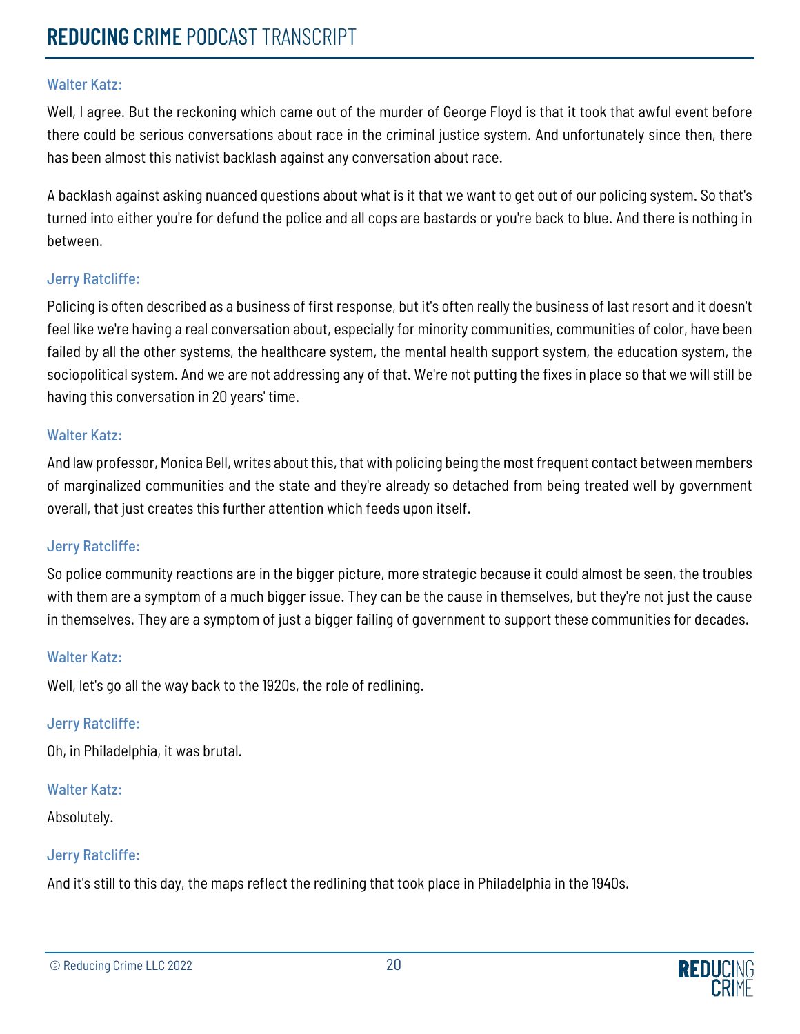Walter Katz:

Well, I agree. But the reckoning which came out of the murder of George Floyd is that it took that awful event before there could be serious conversations about race in the criminal justice system. And unfortunately since then, there has been almost this nativist backlash against any conversation about race.

A backlash against asking nuanced questions about what is it that we want to get out of our policing system. So that's turned into either you're for defund the police and all cops are bastards or you're back to blue. And there is nothing in between.

Jerry Ratcliffe:

Policing is often described as a business of first response, but it's often really the business of last resort and it doesn't feel like we're having a real conversation about, especially for minority communities, communities of color, have been failed by all the other systems, the healthcare system, the mental health support system, the education system, the sociopolitical system. And we are not addressing any of that. We're not putting the fixes in place so that we will still be having this conversation in 20 years' time.

Walter Katz:

And law professor, Monica Bell, writes about this, that with policing being the most frequent contact between members of marginalized communities and the state and they're already so detached from being treated well by government overall, that just creates this further attention which feeds upon itself.

Jerry Ratcliffe:

So police community reactions are in the bigger picture, more strategic because it could almost be seen, the troubles with them are a symptom of a much bigger issue. They can be the cause in themselves, but they're not just the cause in themselves. They are a symptom of just a bigger failing of government to support these communities for decades.

Walter Katz:

Well, let's go all the way back to the 1920s, the role of redlining.

Jerry Ratcliffe:

Oh, in Philadelphia, it was brutal.

Walter Katz:

Absolutely.

Jerry Ratcliffe:

And it's still to this day, the maps reflect the redlining that took place in Philadelphia in the 1940s.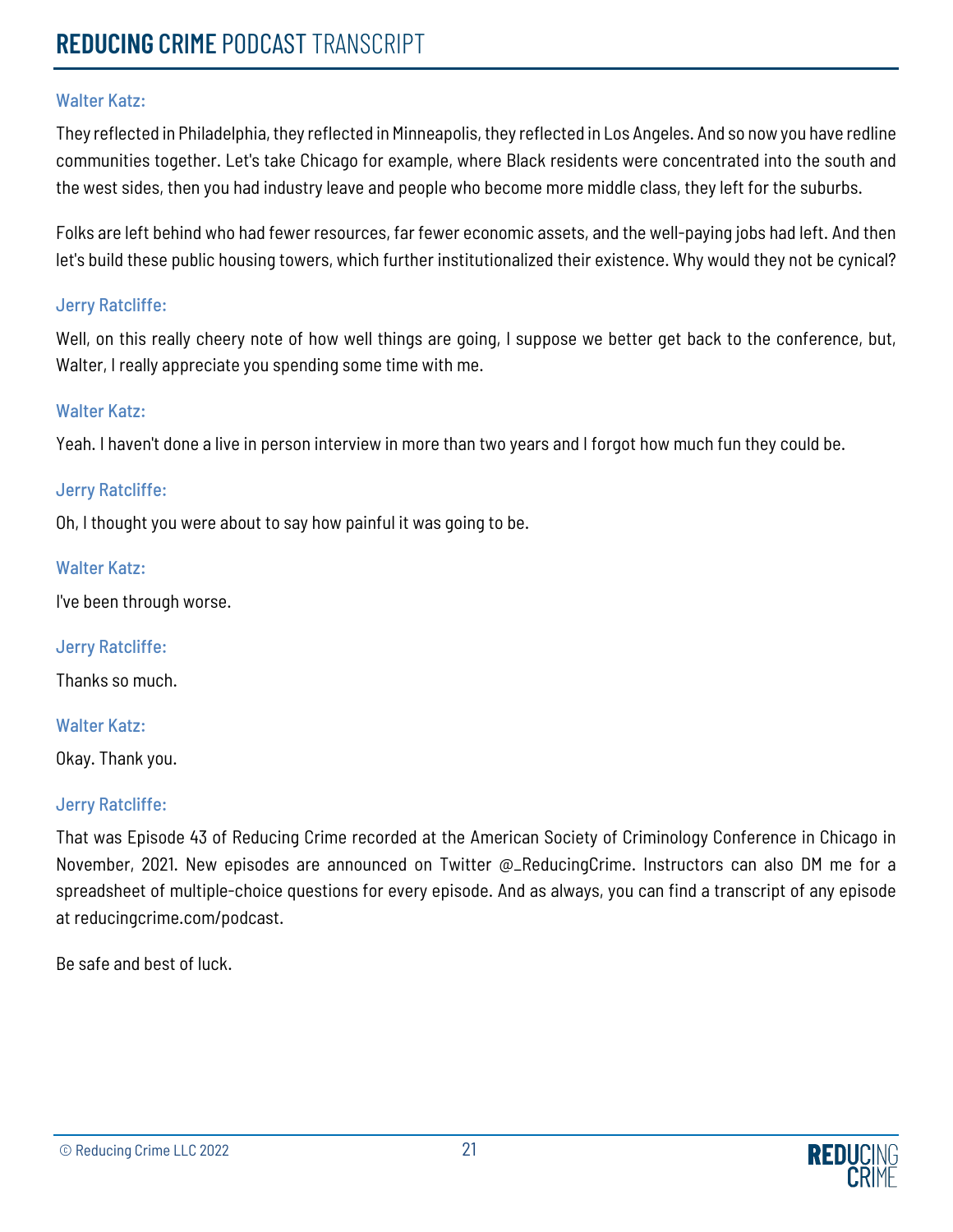Walter Katz:

They reflected in Philadelphia, they reflected in Minneapolis, they reflected in Los Angeles. And so now you have redline communities together. Let's take Chicago for example, where Black residents were concentrated into the south and the west sides, then you had industry leave and people who become more middle class, they left for the suburbs.

Folks are left behind who had fewer resources, far fewer economic assets, and the well-paying jobs had left. And then let's build these public housing towers, which further institutionalized their existence. Why would they not be cynical?

Jerry Ratcliffe:

Well, on this really cheery note of how well things are going, I suppose we better get back to the conference, but, Walter, I really appreciate you spending some time with me.

Walter Katz:

Yeah. I haven't done a live in person interview in more than two years and I forgot how much fun they could be.

Jerry Ratcliffe:

Oh, I thought you were about to say how painful it was going to be.

Walter Katz:

I've been through worse.

Jerry Ratcliffe:

Thanks so much.

Walter Katz:

Okay. Thank you.

Jerry Ratcliffe:

That was Episode 43 of Reducing Crime recorded at the American Society of Criminology Conference in Chicago in November, 2021. New episodes are announced on Twitter @_ReducingCrime. Instructors can also DM me for a spreadsheet of multiple-choice questions for every episode. And as always, you can find a transcript of any episode at reducingcrime.com/podcast.

Be safe and best of luck.

© Reducing Crime LLC 2022